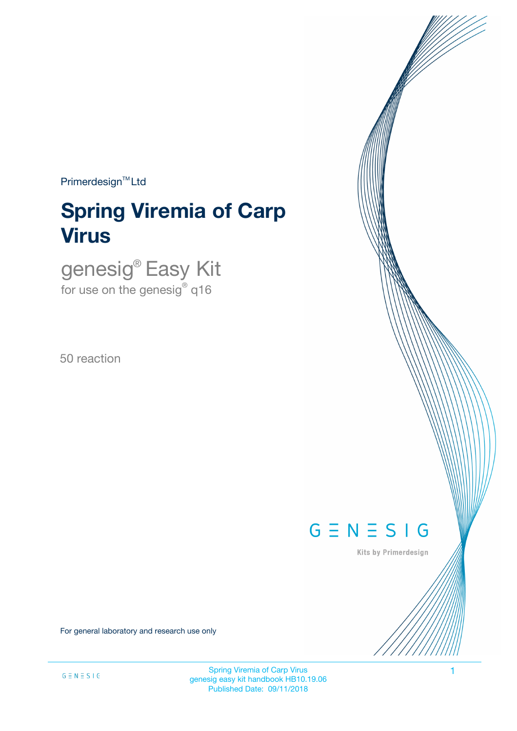Primerdesign™ Ltd

# Spring Viremia of Carp Virus

## genesig® Easy Kit

for use on the genesig® q16

50 reaction

GENESIG

Kits by Primerdesign

For general laboratory and research use only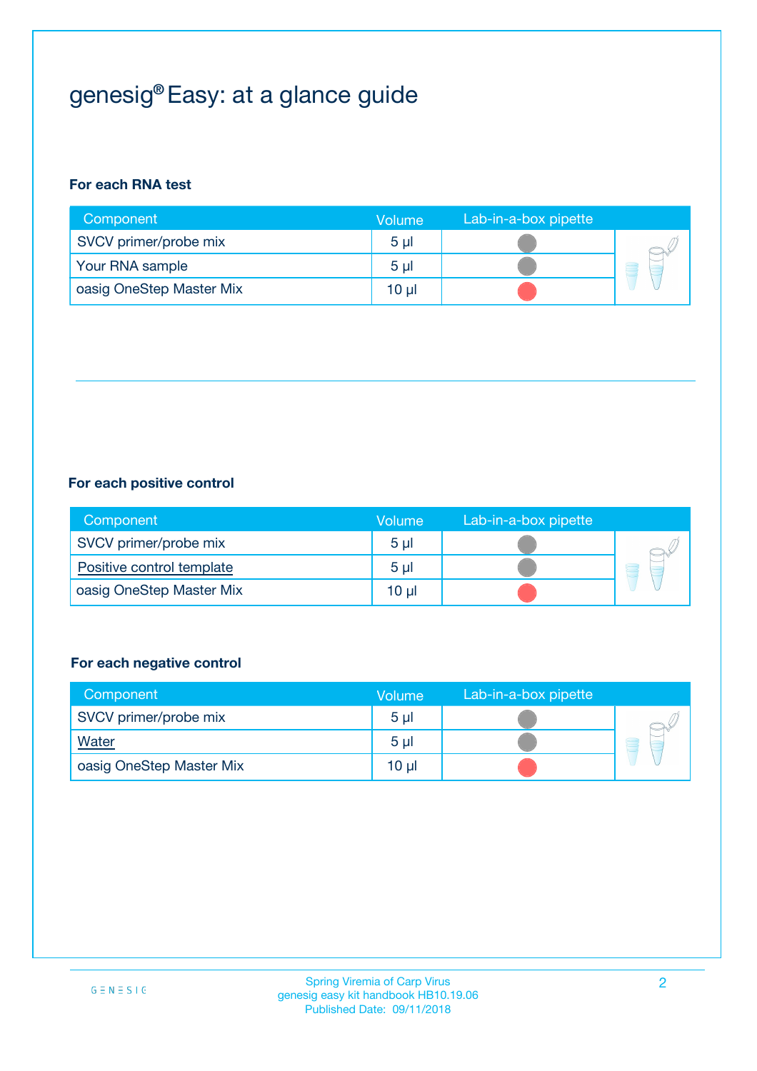# genesig® Easy: at a glance guide

**For each RNA test**

| Component | Volume | Lab-in-a-box pipette |
|---|---|---|
| SVCV primer/probe mix | 5 µl | ● |
| Your RNA sample | 5 µl | ● |
| oasig OneStep Master Mix | 10 µl | ● |

**For each positive control**

| Component | Volume | Lab-in-a-box pipette |
|---|---|---|
| SVCV primer/probe mix | 5 µl | ● |
| Positive control template | 5 µl | ● |
| oasig OneStep Master Mix | 10 µl | ● |

**For each negative control**

| Component | Volume | Lab-in-a-box pipette |
|---|---|---|
| SVCV primer/probe mix | 5 µl | ● |
| Water | 5 µl | ● |
| oasig OneStep Master Mix | 10 µl | ● |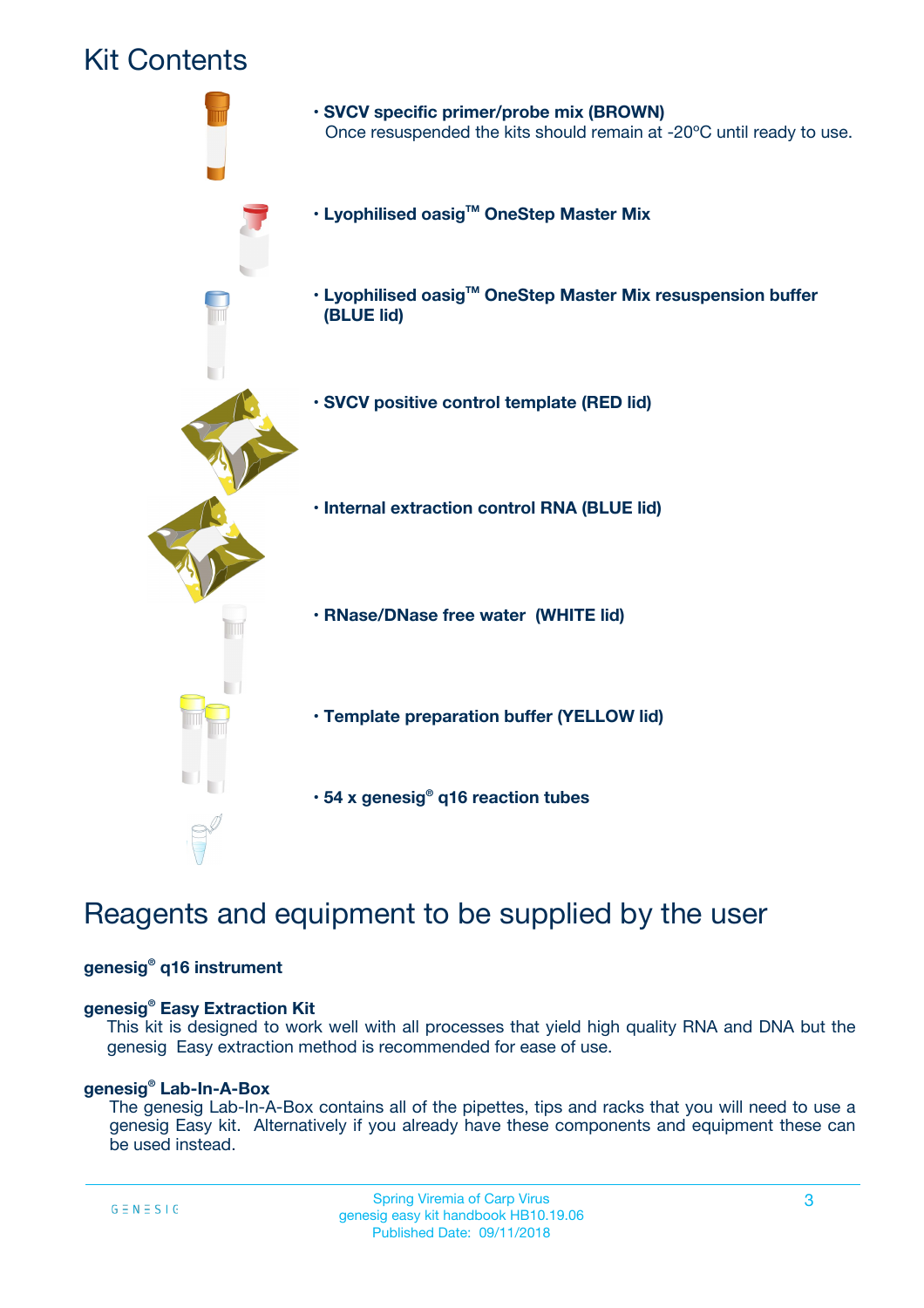# Kit Contents

- **SVCV specific primer/probe mix (BROWN)**
  Once resuspended the kits should remain at -20ºC until ready to use.
- **Lyophilised oasig™ OneStep Master Mix**
- **Lyophilised oasig™ OneStep Master Mix resuspension buffer (BLUE lid)**
- **SVCV positive control template (RED lid)**
- **Internal extraction control RNA (BLUE lid)**
- **RNase/DNase free water (WHITE lid)**
- **Template preparation buffer (YELLOW lid)**
- **54 x genesig® q16 reaction tubes**

# Reagents and equipment to be supplied by the user

**genesig® q16 instrument**

**genesig® Easy Extraction Kit**
This kit is designed to work well with all processes that yield high quality RNA and DNA but the genesig Easy extraction method is recommended for ease of use.

**genesig® Lab-In-A-Box**
The genesig Lab-In-A-Box contains all of the pipettes, tips and racks that you will need to use a genesig Easy kit. Alternatively if you already have these components and equipment these can be used instead.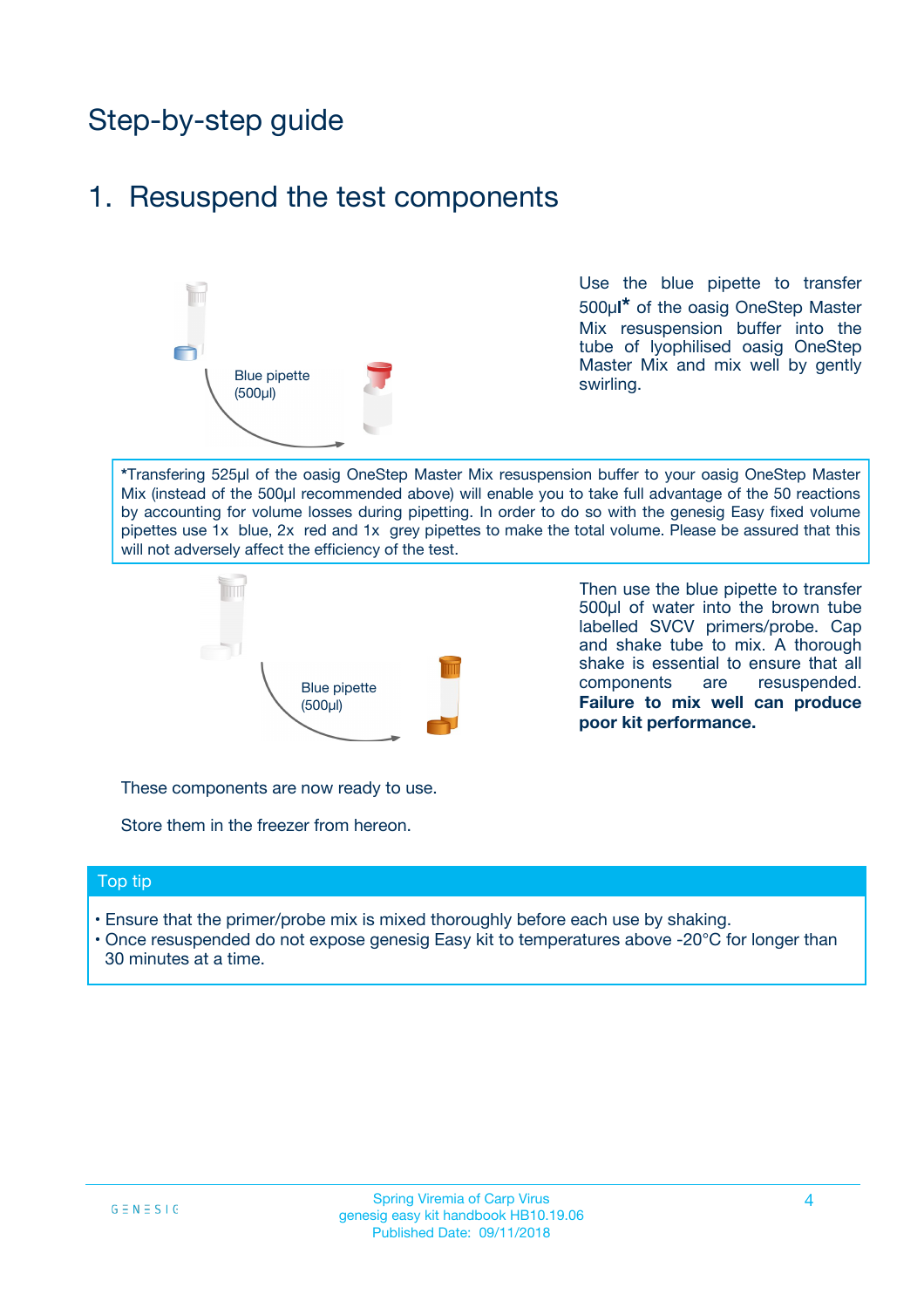# Step-by-step guide

## 1. Resuspend the test components

Blue pipette (500µl)

Use the blue pipette to transfer 500µl* of the oasig OneStep Master Mix resuspension buffer into the tube of lyophilised oasig OneStep Master Mix and mix well by gently swirling.

*Transfering 525µl of the oasig OneStep Master Mix resuspension buffer to your oasig OneStep Master Mix (instead of the 500µl recommended above) will enable you to take full advantage of the 50 reactions by accounting for volume losses during pipetting. In order to do so with the genesig Easy fixed volume pipettes use 1x blue, 2x red and 1x grey pipettes to make the total volume. Please be assured that this will not adversely affect the efficiency of the test.

Blue pipette (500µl)

Then use the blue pipette to transfer 500µl of water into the brown tube labelled SVCV primers/probe. Cap and shake tube to mix. A thorough shake is essential to ensure that all components are resuspended. **Failure to mix well can produce poor kit performance.**

These components are now ready to use.

Store them in the freezer from hereon.

**Top tip**

- Ensure that the primer/probe mix is mixed thoroughly before each use by shaking.
- Once resuspended do not expose genesig Easy kit to temperatures above -20°C for longer than 30 minutes at a time.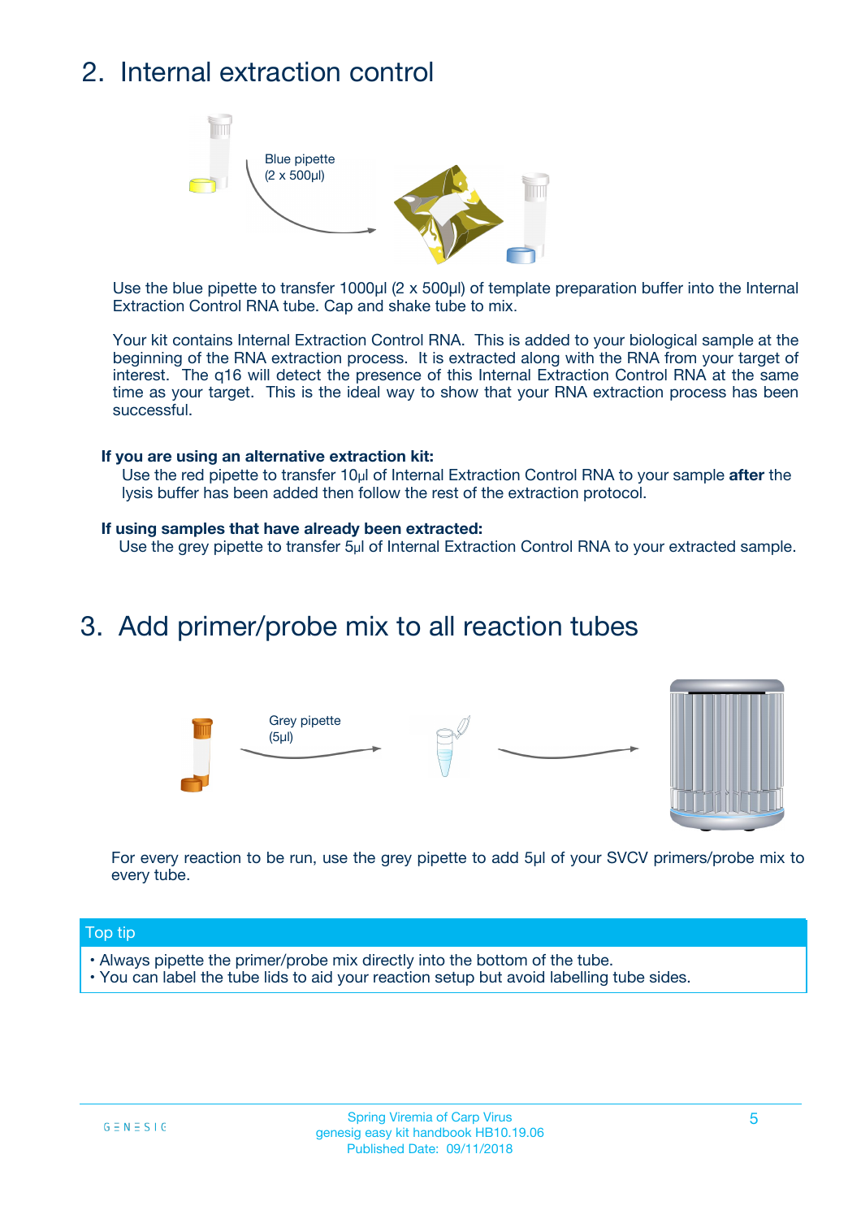## 2. Internal extraction control

Blue pipette
(2 x 500µl)

Use the blue pipette to transfer 1000µl (2 x 500µl) of template preparation buffer into the Internal Extraction Control RNA tube. Cap and shake tube to mix.

Your kit contains Internal Extraction Control RNA. This is added to your biological sample at the beginning of the RNA extraction process. It is extracted along with the RNA from your target of interest. The q16 will detect the presence of this Internal Extraction Control RNA at the same time as your target. This is the ideal way to show that your RNA extraction process has been successful.

**If you are using an alternative extraction kit:**

Use the red pipette to transfer 10µl of Internal Extraction Control RNA to your sample **after** the lysis buffer has been added then follow the rest of the extraction protocol.

**If using samples that have already been extracted:**

Use the grey pipette to transfer 5µl of Internal Extraction Control RNA to your extracted sample.

## 3. Add primer/probe mix to all reaction tubes

Grey pipette
(5µl)

For every reaction to be run, use the grey pipette to add 5µl of your SVCV primers/probe mix to every tube.

Top tip

- Always pipette the primer/probe mix directly into the bottom of the tube.
- You can label the tube lids to aid your reaction setup but avoid labelling tube sides.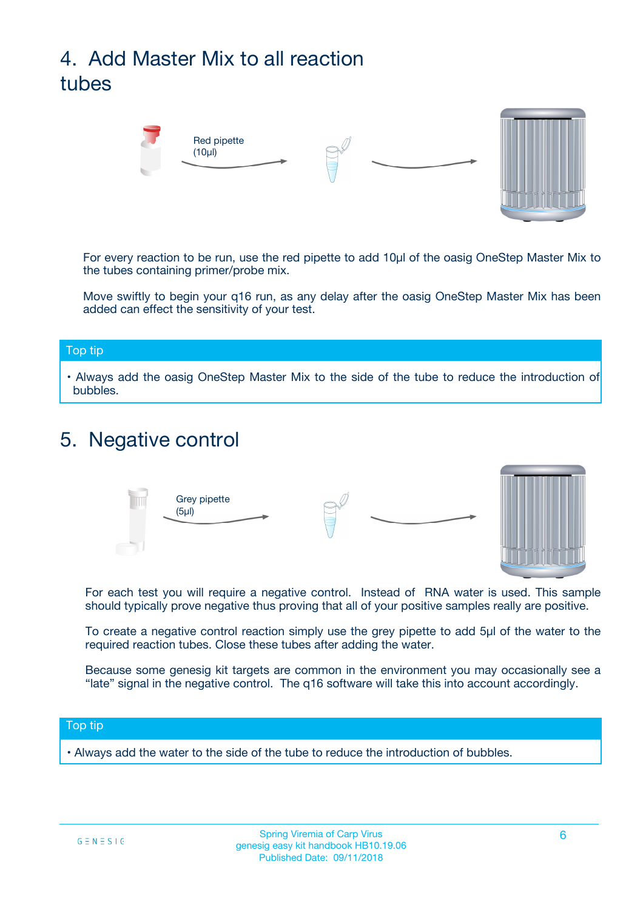## 4. Add Master Mix to all reaction tubes

Red pipette (10µl)

For every reaction to be run, use the red pipette to add 10µl of the oasig OneStep Master Mix to the tubes containing primer/probe mix.

Move swiftly to begin your q16 run, as any delay after the oasig OneStep Master Mix has been added can effect the sensitivity of your test.

**Top tip**

- Always add the oasig OneStep Master Mix to the side of the tube to reduce the introduction of bubbles.

## 5. Negative control

Grey pipette (5µl)

For each test you will require a negative control. Instead of RNA water is used. This sample should typically prove negative thus proving that all of your positive samples really are positive.

To create a negative control reaction simply use the grey pipette to add 5µl of the water to the required reaction tubes. Close these tubes after adding the water.

Because some genesig kit targets are common in the environment you may occasionally see a “late” signal in the negative control. The q16 software will take this into account accordingly.

**Top tip**

- Always add the water to the side of the tube to reduce the introduction of bubbles.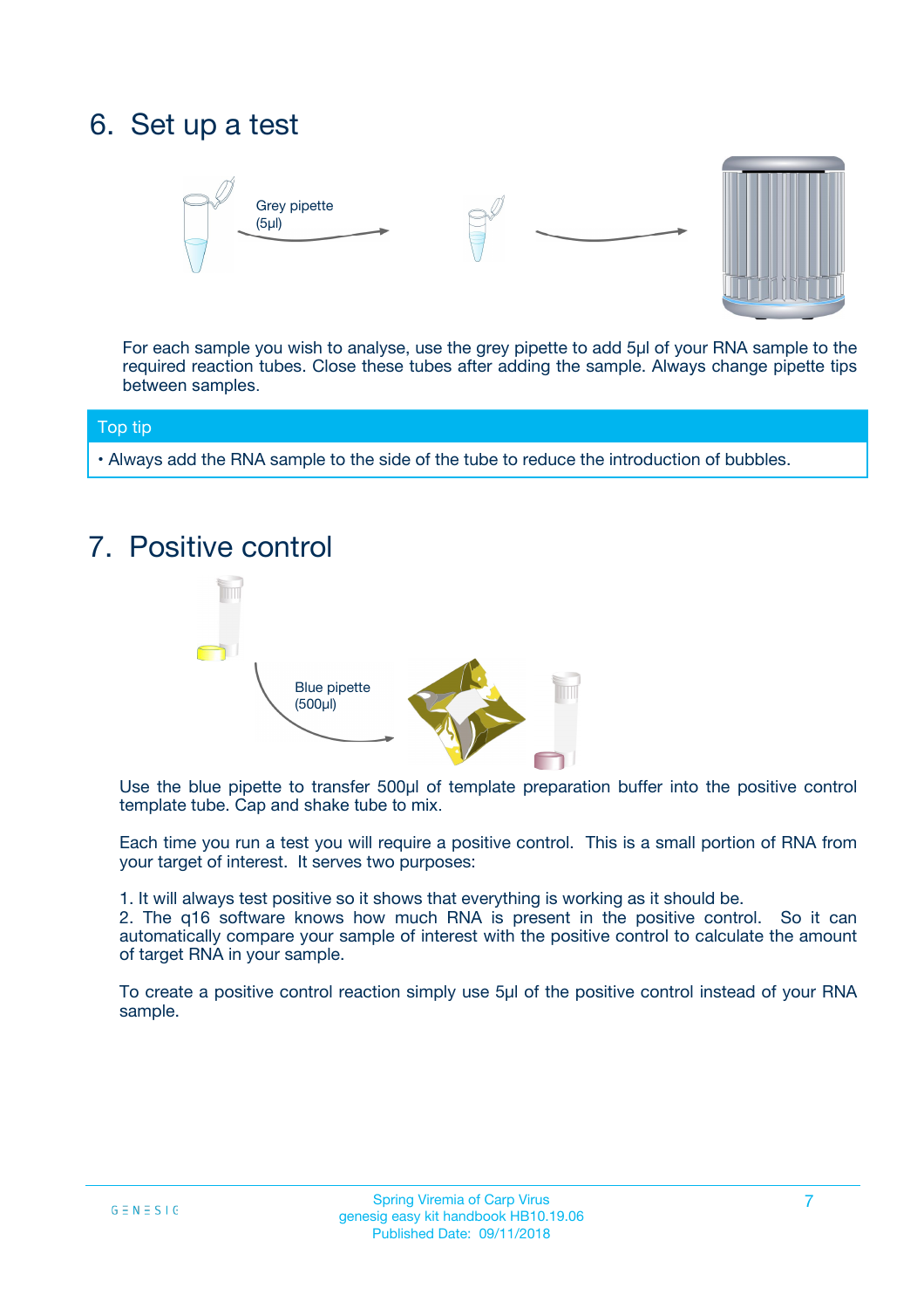## 6. Set up a test

Grey pipette (5µl)

For each sample you wish to analyse, use the grey pipette to add 5µl of your RNA sample to the required reaction tubes. Close these tubes after adding the sample. Always change pipette tips between samples.

**Top tip**

- Always add the RNA sample to the side of the tube to reduce the introduction of bubbles.

## 7. Positive control

Blue pipette (500µl)

Use the blue pipette to transfer 500µl of template preparation buffer into the positive control template tube. Cap and shake tube to mix.

Each time you run a test you will require a positive control. This is a small portion of RNA from your target of interest. It serves two purposes:

1. It will always test positive so it shows that everything is working as it should be.
2. The q16 software knows how much RNA is present in the positive control. So it can automatically compare your sample of interest with the positive control to calculate the amount of target RNA in your sample.

To create a positive control reaction simply use 5µl of the positive control instead of your RNA sample.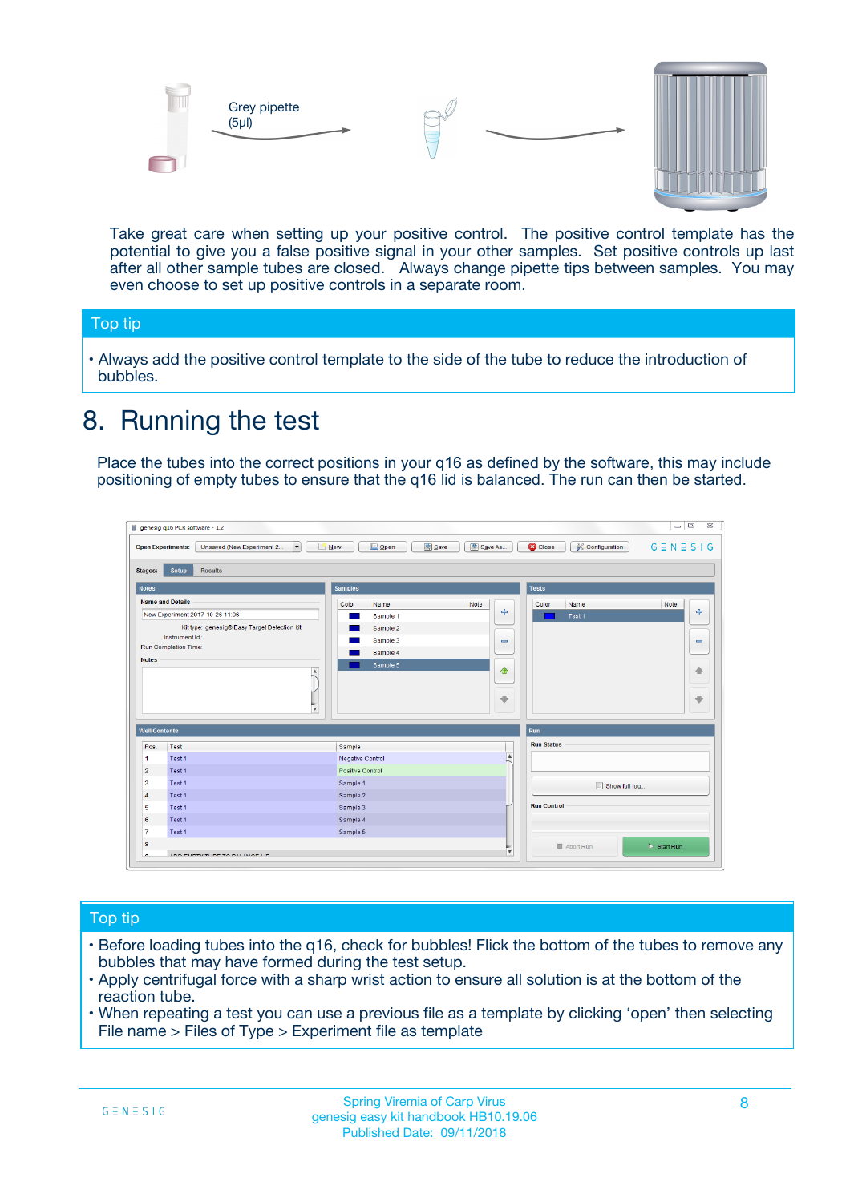Grey pipette (5µl)

Take great care when setting up your positive control. The positive control template has the potential to give you a false positive signal in your other samples. Set positive controls up last after all other sample tubes are closed. Always change pipette tips between samples. You may even choose to set up positive controls in a separate room.

## Top tip

- Always add the positive control template to the side of the tube to reduce the introduction of bubbles.

# 8. Running the test

Place the tubes into the correct positions in your q16 as defined by the software, this may include positioning of empty tubes to ensure that the q16 lid is balanced. The run can then be started.

## Top tip

- Before loading tubes into the q16, check for bubbles! Flick the bottom of the tubes to remove any bubbles that may have formed during the test setup.
- Apply centrifugal force with a sharp wrist action to ensure all solution is at the bottom of the reaction tube.
- When repeating a test you can use a previous file as a template by clicking 'open' then selecting File name > Files of Type > Experiment file as template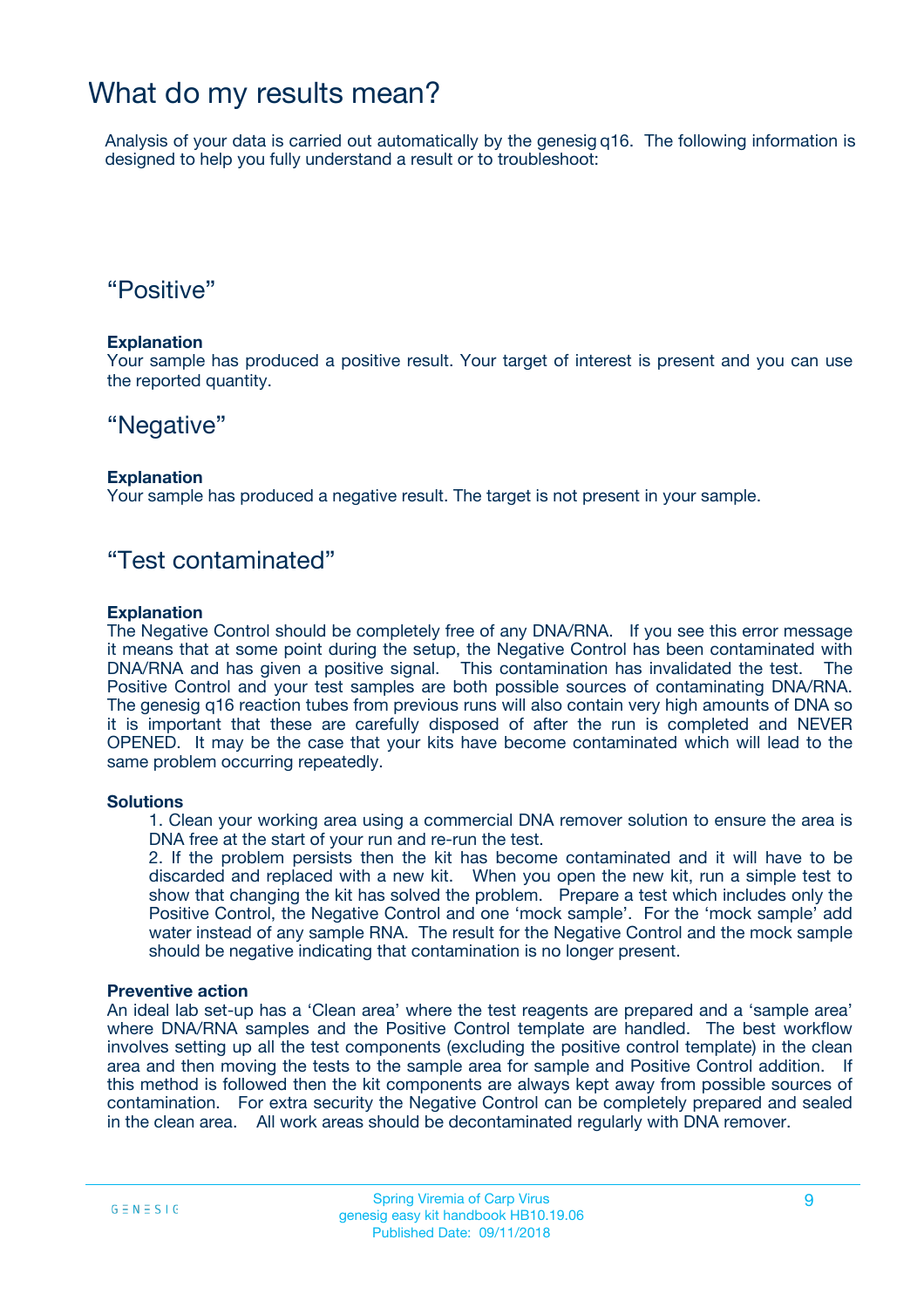# What do my results mean?

Analysis of your data is carried out automatically by the genesig q16. The following information is designed to help you fully understand a result or to troubleshoot:

## “Positive”

**Explanation**

Your sample has produced a positive result. Your target of interest is present and you can use the reported quantity.

## “Negative”

**Explanation**

Your sample has produced a negative result. The target is not present in your sample.

## “Test contaminated”

**Explanation**

The Negative Control should be completely free of any DNA/RNA. If you see this error message it means that at some point during the setup, the Negative Control has been contaminated with DNA/RNA and has given a positive signal. This contamination has invalidated the test. The Positive Control and your test samples are both possible sources of contaminating DNA/RNA. The genesig q16 reaction tubes from previous runs will also contain very high amounts of DNA so it is important that these are carefully disposed of after the run is completed and NEVER OPENED. It may be the case that your kits have become contaminated which will lead to the same problem occurring repeatedly.

**Solutions**

1. Clean your working area using a commercial DNA remover solution to ensure the area is DNA free at the start of your run and re-run the test.
2. If the problem persists then the kit has become contaminated and it will have to be discarded and replaced with a new kit. When you open the new kit, run a simple test to show that changing the kit has solved the problem. Prepare a test which includes only the Positive Control, the Negative Control and one ‘mock sample’. For the ‘mock sample’ add water instead of any sample RNA. The result for the Negative Control and the mock sample should be negative indicating that contamination is no longer present.

**Preventive action**

An ideal lab set-up has a ‘Clean area’ where the test reagents are prepared and a ‘sample area’ where DNA/RNA samples and the Positive Control template are handled. The best workflow involves setting up all the test components (excluding the positive control template) in the clean area and then moving the tests to the sample area for sample and Positive Control addition. If this method is followed then the kit components are always kept away from possible sources of contamination. For extra security the Negative Control can be completely prepared and sealed in the clean area. All work areas should be decontaminated regularly with DNA remover.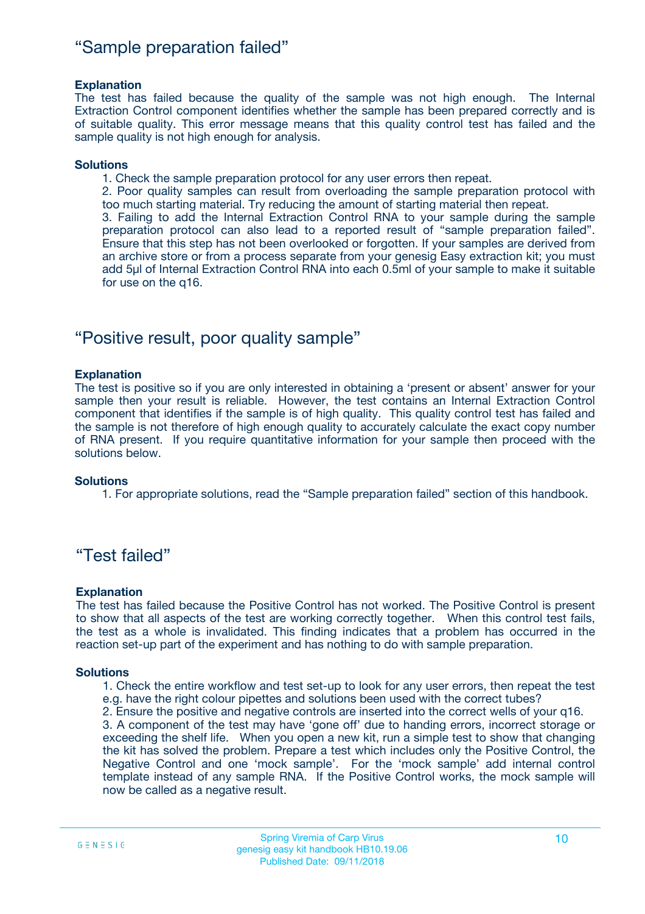# "Sample preparation failed"

**Explanation**

The test has failed because the quality of the sample was not high enough. The Internal Extraction Control component identifies whether the sample has been prepared correctly and is of suitable quality. This error message means that this quality control test has failed and the sample quality is not high enough for analysis.

**Solutions**

1. Check the sample preparation protocol for any user errors then repeat.
2. Poor quality samples can result from overloading the sample preparation protocol with too much starting material. Try reducing the amount of starting material then repeat.
3. Failing to add the Internal Extraction Control RNA to your sample during the sample preparation protocol can also lead to a reported result of "sample preparation failed". Ensure that this step has not been overlooked or forgotten. If your samples are derived from an archive store or from a process separate from your genesig Easy extraction kit; you must add 5µl of Internal Extraction Control RNA into each 0.5ml of your sample to make it suitable for use on the q16.

# "Positive result, poor quality sample"

**Explanation**

The test is positive so if you are only interested in obtaining a 'present or absent' answer for your sample then your result is reliable. However, the test contains an Internal Extraction Control component that identifies if the sample is of high quality. This quality control test has failed and the sample is not therefore of high enough quality to accurately calculate the exact copy number of RNA present. If you require quantitative information for your sample then proceed with the solutions below.

**Solutions**

1. For appropriate solutions, read the "Sample preparation failed" section of this handbook.

# "Test failed"

**Explanation**

The test has failed because the Positive Control has not worked. The Positive Control is present to show that all aspects of the test are working correctly together. When this control test fails, the test as a whole is invalidated. This finding indicates that a problem has occurred in the reaction set-up part of the experiment and has nothing to do with sample preparation.

**Solutions**

1. Check the entire workflow and test set-up to look for any user errors, then repeat the test e.g. have the right colour pipettes and solutions been used with the correct tubes?
2. Ensure the positive and negative controls are inserted into the correct wells of your q16.
3. A component of the test may have 'gone off' due to handing errors, incorrect storage or exceeding the shelf life. When you open a new kit, run a simple test to show that changing the kit has solved the problem. Prepare a test which includes only the Positive Control, the Negative Control and one 'mock sample'. For the 'mock sample' add internal control template instead of any sample RNA. If the Positive Control works, the mock sample will now be called as a negative result.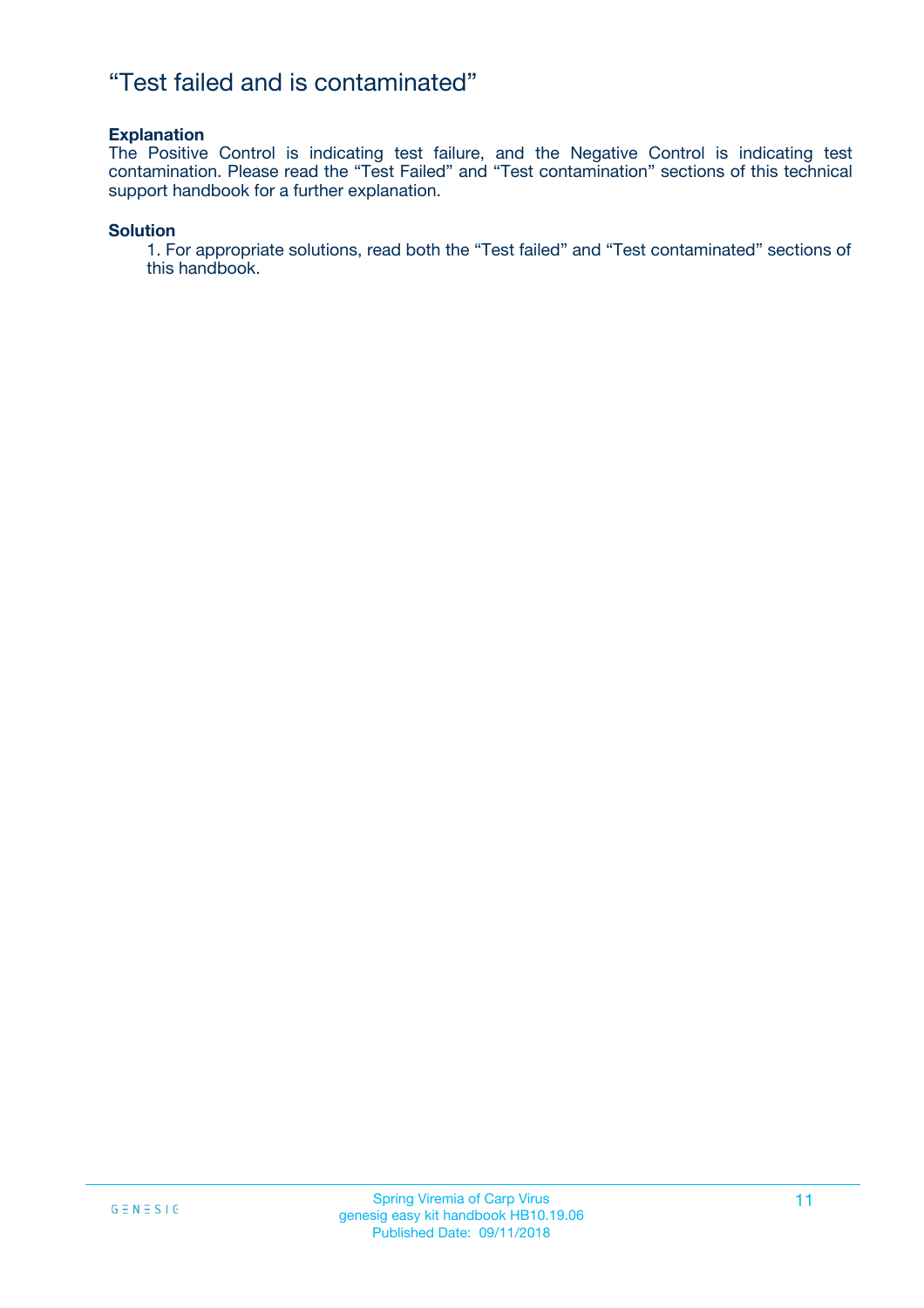# “Test failed and is contaminated”

**Explanation**

The Positive Control is indicating test failure, and the Negative Control is indicating test contamination. Please read the “Test Failed” and “Test contamination” sections of this technical support handbook for a further explanation.

**Solution**

1. For appropriate solutions, read both the “Test failed” and “Test contaminated” sections of this handbook.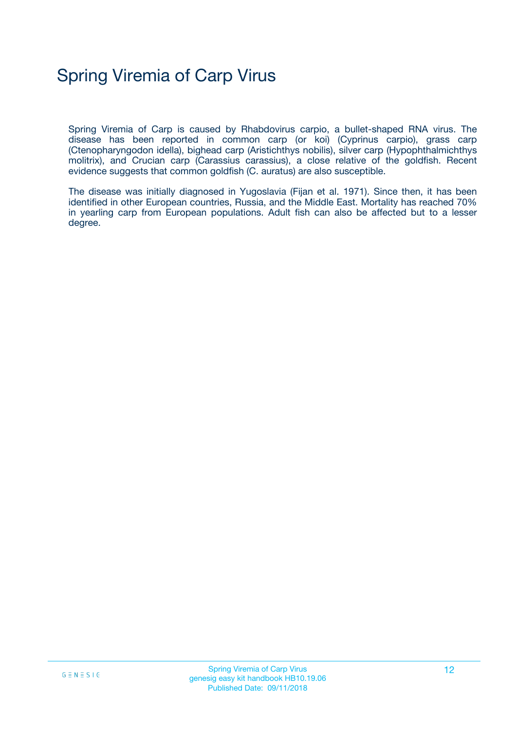# Spring Viremia of Carp Virus

Spring Viremia of Carp is caused by Rhabdovirus carpio, a bullet-shaped RNA virus. The disease has been reported in common carp (or koi) (Cyprinus carpio), grass carp (Ctenopharyngodon idella), bighead carp (Aristichthys nobilis), silver carp (Hypophthalmichthys molitrix), and Crucian carp (Carassius carassius), a close relative of the goldfish. Recent evidence suggests that common goldfish (C. auratus) are also susceptible.

The disease was initially diagnosed in Yugoslavia (Fijan et al. 1971). Since then, it has been identified in other European countries, Russia, and the Middle East. Mortality has reached 70% in yearling carp from European populations. Adult fish can also be affected but to a lesser degree.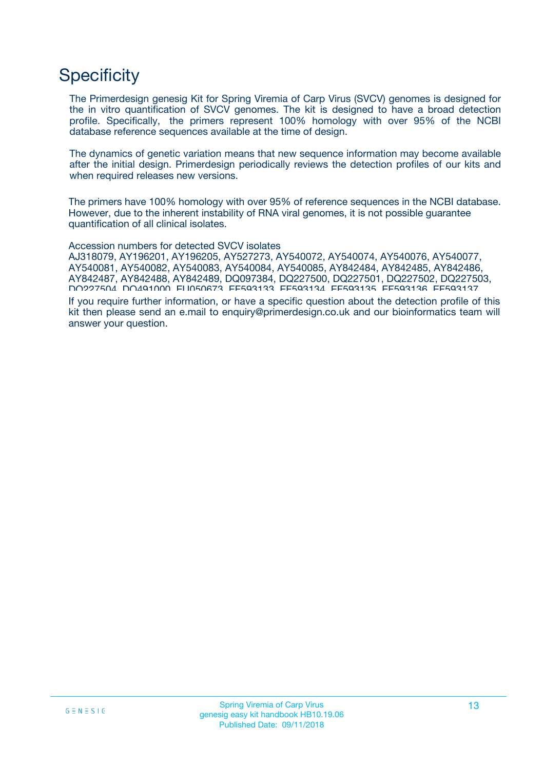# Specificity

The Primerdesign genesig Kit for Spring Viremia of Carp Virus (SVCV) genomes is designed for the in vitro quantification of SVCV genomes. The kit is designed to have a broad detection profile. Specifically, the primers represent 100% homology with over 95% of the NCBI database reference sequences available at the time of design.

The dynamics of genetic variation means that new sequence information may become available after the initial design. Primerdesign periodically reviews the detection profiles of our kits and when required releases new versions.

The primers have 100% homology with over 95% of reference sequences in the NCBI database. However, due to the inherent instability of RNA viral genomes, it is not possible guarantee quantification of all clinical isolates.

Accession numbers for detected SVCV isolates
AJ318079, AY196201, AY196205, AY527273, AY540072, AY540074, AY540076, AY540077, AY540081, AY540082, AY540083, AY540084, AY540085, AY842484, AY842485, AY842486, AY842487, AY842488, AY842489, DQ097384, DQ227500, DQ227501, DQ227502, DQ227503, DQ227504, DQ491000, EU050673, EF593133, EF593134, EF593135, EF593136, EF593137

If you require further information, or have a specific question about the detection profile of this kit then please send an e.mail to enquiry@primerdesign.co.uk and our bioinformatics team will answer your question.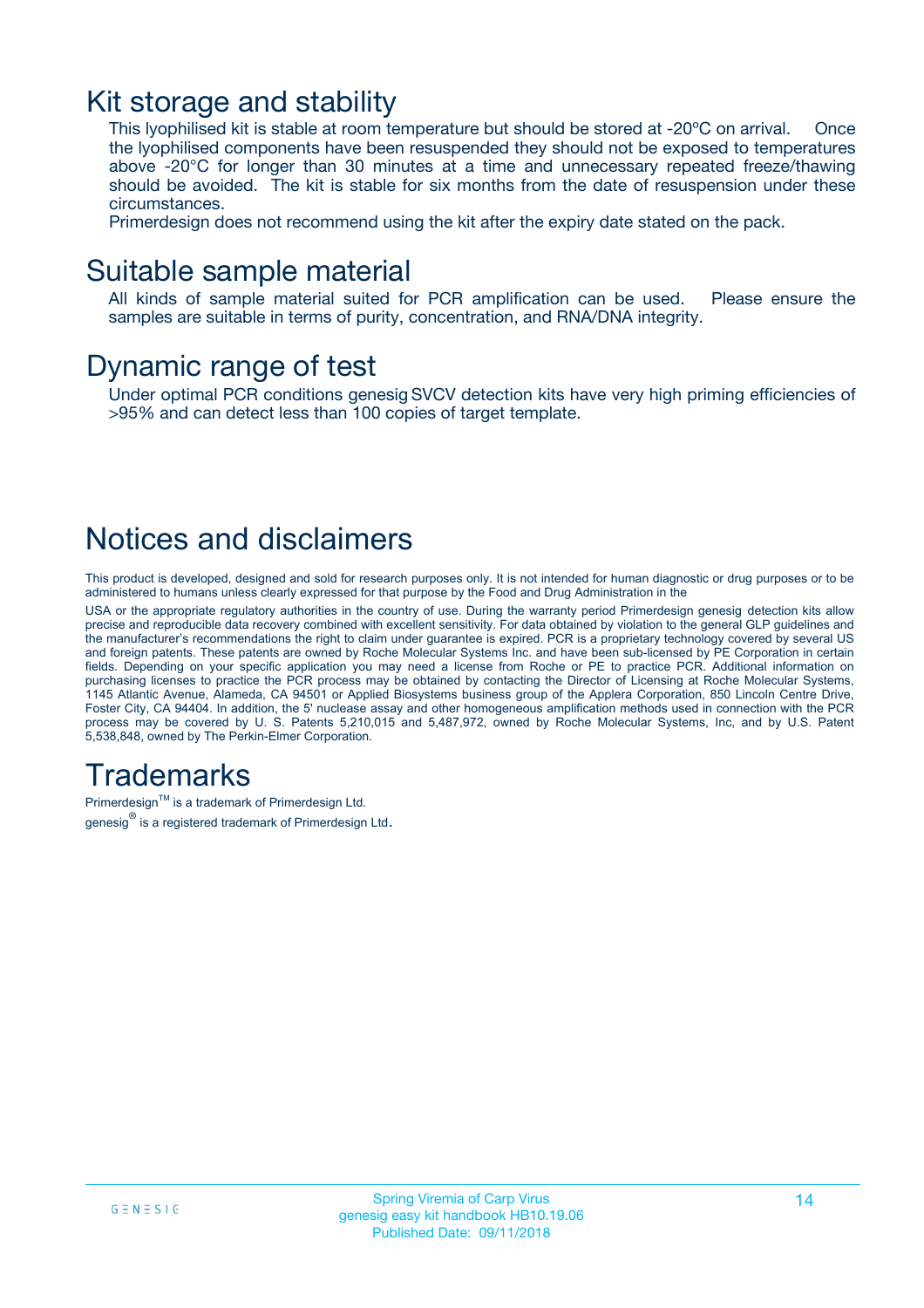## Kit storage and stability

This lyophilised kit is stable at room temperature but should be stored at -20ºC on arrival. Once the lyophilised components have been resuspended they should not be exposed to temperatures above -20°C for longer than 30 minutes at a time and unnecessary repeated freeze/thawing should be avoided. The kit is stable for six months from the date of resuspension under these circumstances.

Primerdesign does not recommend using the kit after the expiry date stated on the pack.

## Suitable sample material

All kinds of sample material suited for PCR amplification can be used. Please ensure the samples are suitable in terms of purity, concentration, and RNA/DNA integrity.

## Dynamic range of test

Under optimal PCR conditions genesig SVCV detection kits have very high priming efficiencies of >95% and can detect less than 100 copies of target template.

# Notices and disclaimers

This product is developed, designed and sold for research purposes only. It is not intended for human diagnostic or drug purposes or to be administered to humans unless clearly expressed for that purpose by the Food and Drug Administration in the

USA or the appropriate regulatory authorities in the country of use. During the warranty period Primerdesign genesig detection kits allow precise and reproducible data recovery combined with excellent sensitivity. For data obtained by violation to the general GLP guidelines and the manufacturer's recommendations the right to claim under guarantee is expired. PCR is a proprietary technology covered by several US and foreign patents. These patents are owned by Roche Molecular Systems Inc. and have been sub-licensed by PE Corporation in certain fields. Depending on your specific application you may need a license from Roche or PE to practice PCR. Additional information on purchasing licenses to practice the PCR process may be obtained by contacting the Director of Licensing at Roche Molecular Systems, 1145 Atlantic Avenue, Alameda, CA 94501 or Applied Biosystems business group of the Applera Corporation, 850 Lincoln Centre Drive, Foster City, CA 94404. In addition, the 5' nuclease assay and other homogeneous amplification methods used in connection with the PCR process may be covered by U. S. Patents 5,210,015 and 5,487,972, owned by Roche Molecular Systems, Inc, and by U.S. Patent 5,538,848, owned by The Perkin-Elmer Corporation.

# Trademarks

Primerdesign™ is a trademark of Primerdesign Ltd.

genesig® is a registered trademark of Primerdesign Ltd.